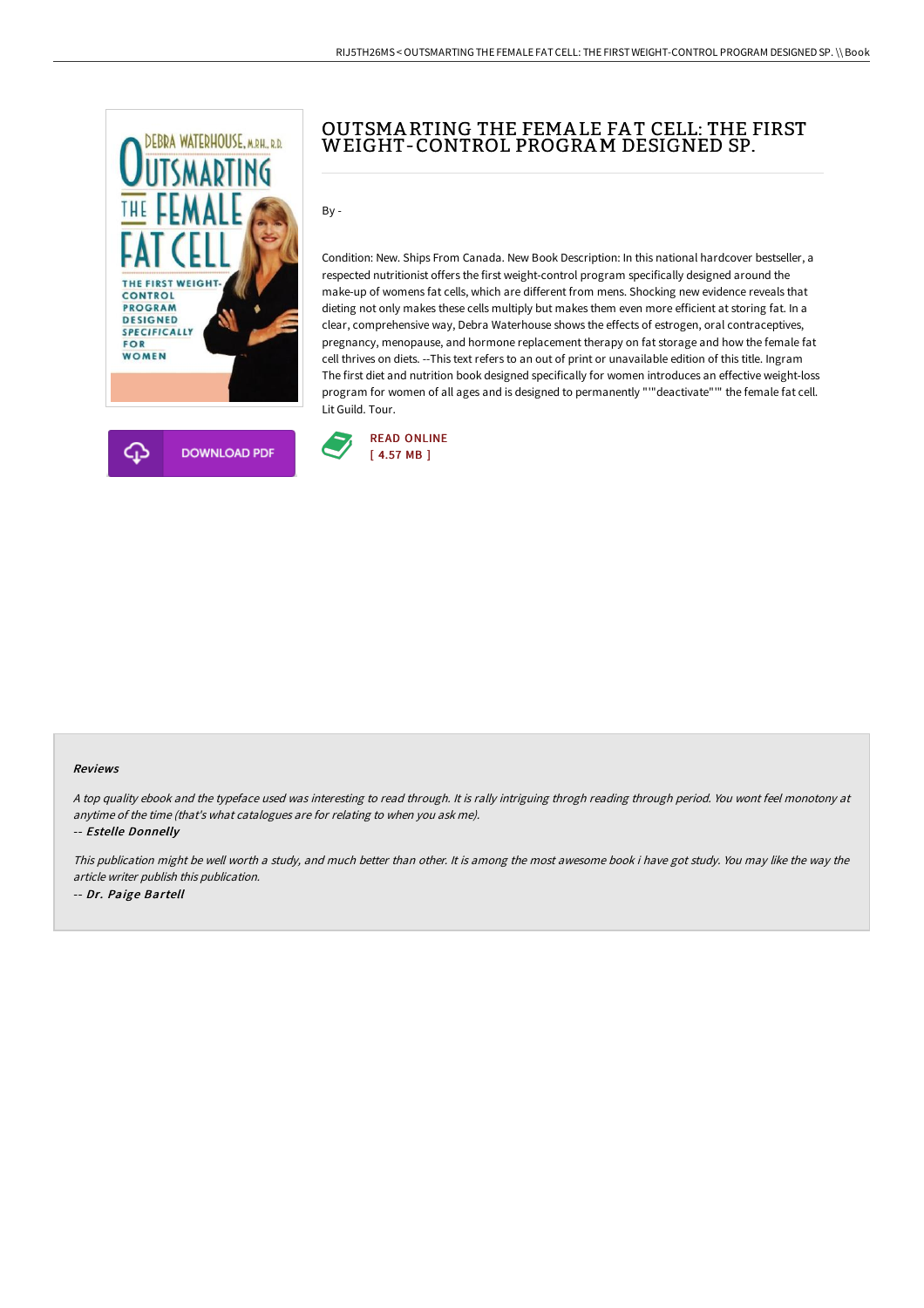# OUTSMARTING THE FEMALE FAT CELL: THE FIRST WEIGHT-CONTROL PROGRAM DESIGNED SP.

By -

Condition: New. Ships From Canada. New Book Description: In this national hardcover bestseller, a respected nutritionist offers the first weight-control program specifically designed around the make-up of womens fat cells, which are different from mens. Shocking new evidence reveals that dieting not only makes these cells multiply but makes them even more efficient at storing fat. In a clear, comprehensive way, Debra Waterhouse shows the effects of estrogen, oral contraceptives, pregnancy, menopause, and hormone replacement therapy on fat storage and how the female fat cell thrives on diets. --This text refers to an out of print or unavailable edition of this title. Ingram The first diet and nutrition book designed specifically for women introduces an effective weight-loss program for women of all ages and is designed to permanently ""deactivate"" the female fat cell. Lit Guild. Tour.

READ ONLINE
[ 4.57 MB ]

DOWNLOAD PDF

## Reviews

*A top quality ebook and the typeface used was interesting to read through. It is rally intriguing throgh reading through period. You wont feel monotony at anytime of the time (that's what catalogues are for relating to when you ask me).*

-- ***Estelle Donnelly***

*This publication might be well worth a study, and much better than other. It is among the most awesome book i have got study. You may like the way the article writer publish this publication.*

-- ***Dr. Paige Bartell***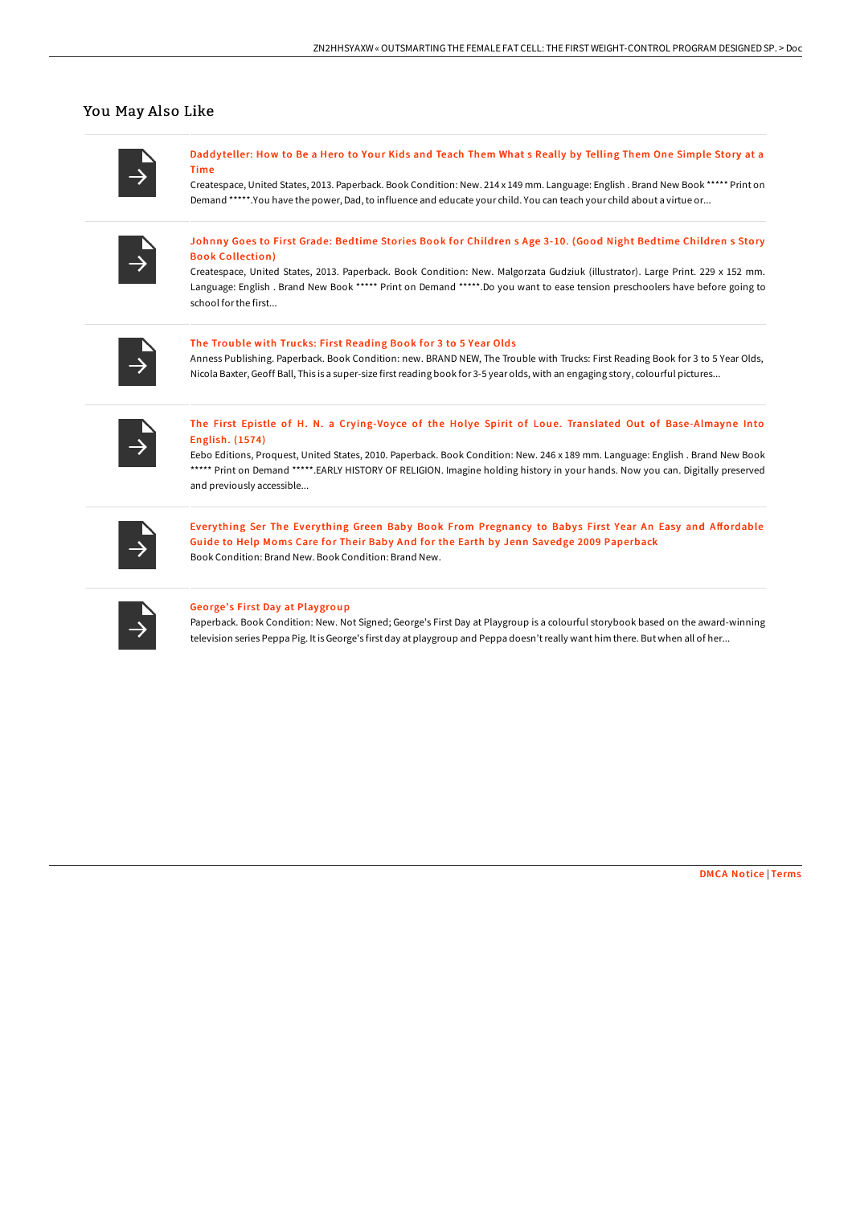## You May Also Like

**Daddyteller: How to Be a Hero to Your Kids and Teach Them What s Really by Telling Them One Simple Story at a Time**

Createspace, United States, 2013. Paperback. Book Condition: New. 214 x 149 mm. Language: English . Brand New Book ***** Print on Demand *****.You have the power, Dad, to influence and educate your child. You can teach your child about a virtue or...

**Johnny Goes to First Grade: Bedtime Stories Book for Children s Age 3-10. (Good Night Bedtime Children s Story Book Collection)**

Createspace, United States, 2013. Paperback. Book Condition: New. Malgorzata Gudziuk (illustrator). Large Print. 229 x 152 mm. Language: English . Brand New Book ***** Print on Demand *****.Do you want to ease tension preschoolers have before going to school for the first...

**The Trouble with Trucks: First Reading Book for 3 to 5 Year Olds**

Anness Publishing. Paperback. Book Condition: new. BRAND NEW, The Trouble with Trucks: First Reading Book for 3 to 5 Year Olds, Nicola Baxter, Geoff Ball, This is a super-size first reading book for 3-5 year olds, with an engaging story, colourful pictures...

**The First Epistle of H. N. a Crying-Voyce of the Holye Spirit of Loue. Translated Out of Base-Almayne Into English. (1574)**

Eebo Editions, Proquest, United States, 2010. Paperback. Book Condition: New. 246 x 189 mm. Language: English . Brand New Book ***** Print on Demand *****.EARLY HISTORY OF RELIGION. Imagine holding history in your hands. Now you can. Digitally preserved and previously accessible...

**Everything Ser The Everything Green Baby Book From Pregnancy to Babys First Year An Easy and Affordable Guide to Help Moms Care for Their Baby And for the Earth by Jenn Savedge 2009 Paperback**

Book Condition: Brand New. Book Condition: Brand New.

**George's First Day at Playgroup**

Paperback. Book Condition: New. Not Signed; George's First Day at Playgroup is a colourful storybook based on the award-winning television series Peppa Pig. It is George's first day at playgroup and Peppa doesn't really want him there. But when all of her...

DMCA Notice | Terms